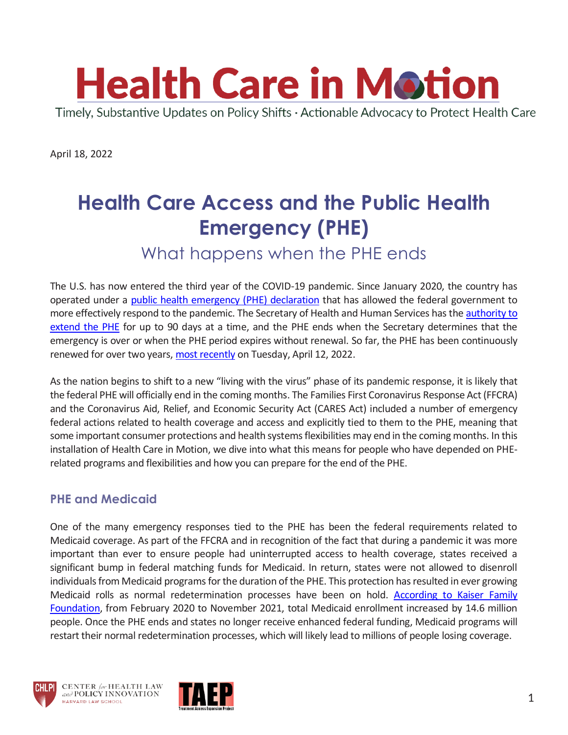# Health Care in Motion

Timely, Substantive Updates on Policy Shifts · Actionable Advocacy to Protect Health Care

April 18, 2022

## Health Care Access and the Public Health Emergency (PHE)

### What happens when the PHE ends

The U.S. has now entered the third year of the COVID-19 pandemic. Since January 2020, the country has operated under a public health emergency (PHE) declaration that has allowed the federal government to more effectively respond to the pandemic. The Secretary of Health and Human Services has the authority to extend the PHE for up to 90 days at a time, and the PHE ends when the Secretary determines that the emergency is over or when the PHE period expires without renewal. So far, the PHE has been continuously renewed for over two years, most recently on Tuesday, April 12, 2022.

As the nation begins to shift to a new "living with the virus" phase of its pandemic response, it is likely that the federal PHE will officially end in the coming months. The Families First Coronavirus Response Act (FFCRA) and the Coronavirus Aid, Relief, and Economic Security Act (CARES Act) included a number of emergency federal actions related to health coverage and access and explicitly tied to them to the PHE, meaning that some important consumer protections and health systems flexibilities may end in the coming months. In this installation of Health Care in Motion, we dive into what this means for people who have depended on PHE-related programs and flexibilities and how you can prepare for the end of the PHE.

### PHE and Medicaid

One of the many emergency responses tied to the PHE has been the federal requirements related to Medicaid coverage. As part of the FFCRA and in recognition of the fact that during a pandemic it was more important than ever to ensure people had uninterrupted access to health coverage, states received a significant bump in federal matching funds for Medicaid. In return, states were not allowed to disenroll individuals from Medicaid programs for the duration of the PHE. This protection has resulted in ever growing Medicaid rolls as normal redetermination processes have been on hold. According to Kaiser Family Foundation, from February 2020 to November 2021, total Medicaid enrollment increased by 14.6 million people. Once the PHE ends and states no longer receive enhanced federal funding, Medicaid programs will restart their normal redetermination processes, which will likely lead to millions of people losing coverage.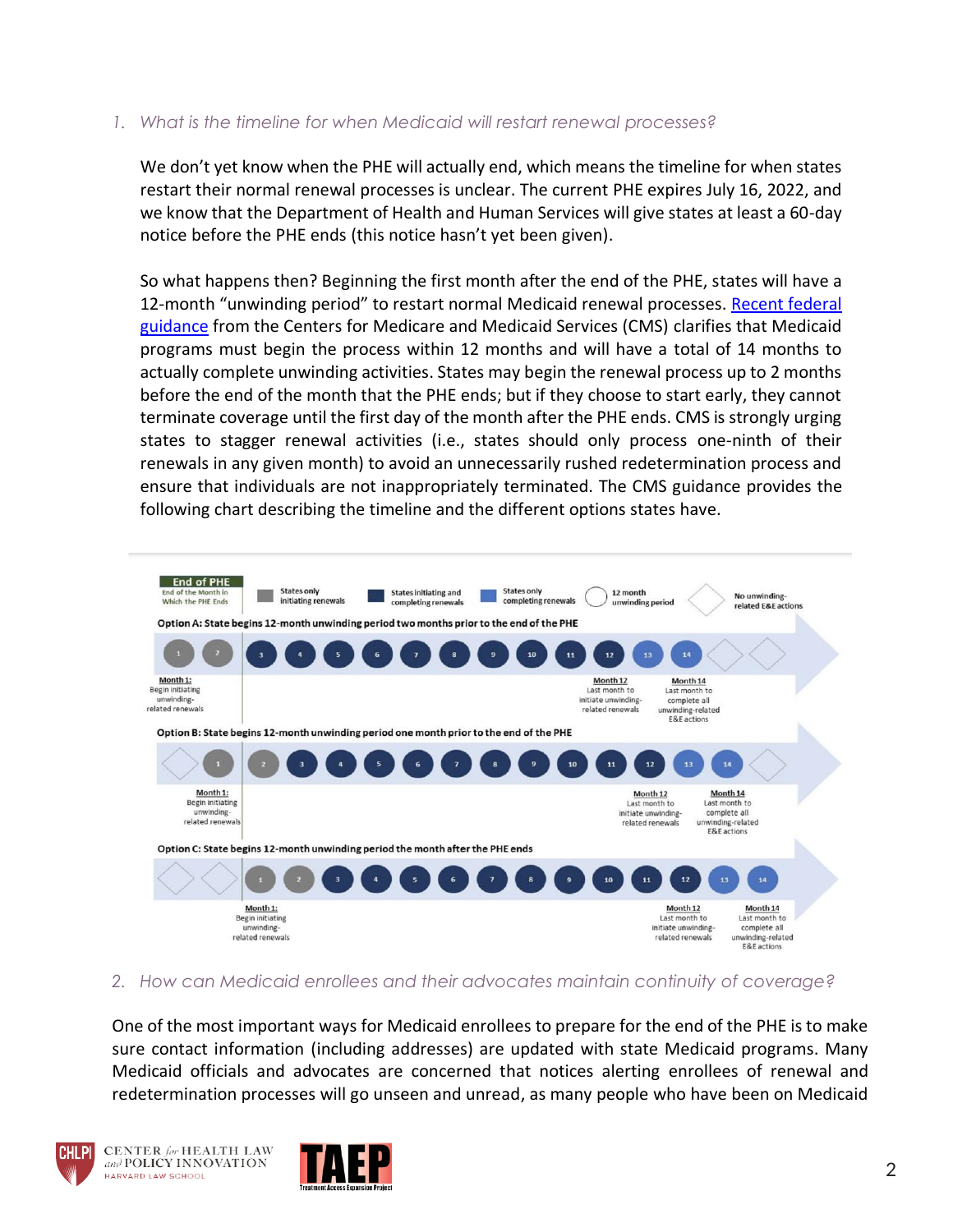1. *What is the timeline for when Medicaid will restart renewal processes?*

We don't yet know when the PHE will actually end, which means the timeline for when states restart their normal renewal processes is unclear. The current PHE expires July 16, 2022, and we know that the Department of Health and Human Services will give states at least a 60-day notice before the PHE ends (this notice hasn't yet been given).

So what happens then? Beginning the first month after the end of the PHE, states will have a 12-month "unwinding period" to restart normal Medicaid renewal processes. [Recent federal guidance]() from the Centers for Medicare and Medicaid Services (CMS) clarifies that Medicaid programs must begin the process within 12 months and will have a total of 14 months to actually complete unwinding activities. States may begin the renewal process up to 2 months before the end of the month that the PHE ends; but if they choose to start early, they cannot terminate coverage until the first day of the month after the PHE ends. CMS is strongly urging states to stagger renewal activities (i.e., states should only process one-ninth of their renewals in any given month) to avoid an unnecessarily rushed redetermination process and ensure that individuals are not inappropriately terminated. The CMS guidance provides the following chart describing the timeline and the different options states have.

End of PHE
End of the Month in Which the PHE Ends

States only initiating renewals

States initiating and completing renewals

States only completing renewals

12 month unwinding period

No unwinding-related E&E actions

**Option A: State begins 12-month unwinding period two months prior to the end of the PHE**

1 2 3 4 5 6 7 8 9 10 11 12 13 14

Month 1: Begin initiating unwinding-related renewals

Month 12: Last month to initiate unwinding-related renewals

Month 14: Last month to complete all unwinding-related E&E actions

**Option B: State begins 12-month unwinding period one month prior to the end of the PHE**

1 2 3 4 5 6 7 8 9 10 11 12 13 14

Month 1: Begin initiating unwinding-related renewals

Month 12: Last month to initiate unwinding-related renewals

Month 14: Last month to complete all unwinding-related E&E actions

**Option C: State begins 12-month unwinding period the month after the PHE ends**

1 2 3 4 5 6 7 8 9 10 11 12 13 14

Month 1: Begin initiating unwinding-related renewals

Month 12: Last month to initiate unwinding-related renewals

Month 14: Last month to complete all unwinding-related E&E actions

2. *How can Medicaid enrollees and their advocates maintain continuity of coverage?*

One of the most important ways for Medicaid enrollees to prepare for the end of the PHE is to make sure contact information (including addresses) are updated with state Medicaid programs. Many Medicaid officials and advocates are concerned that notices alerting enrollees of renewal and redetermination processes will go unseen and unread, as many people who have been on Medicaid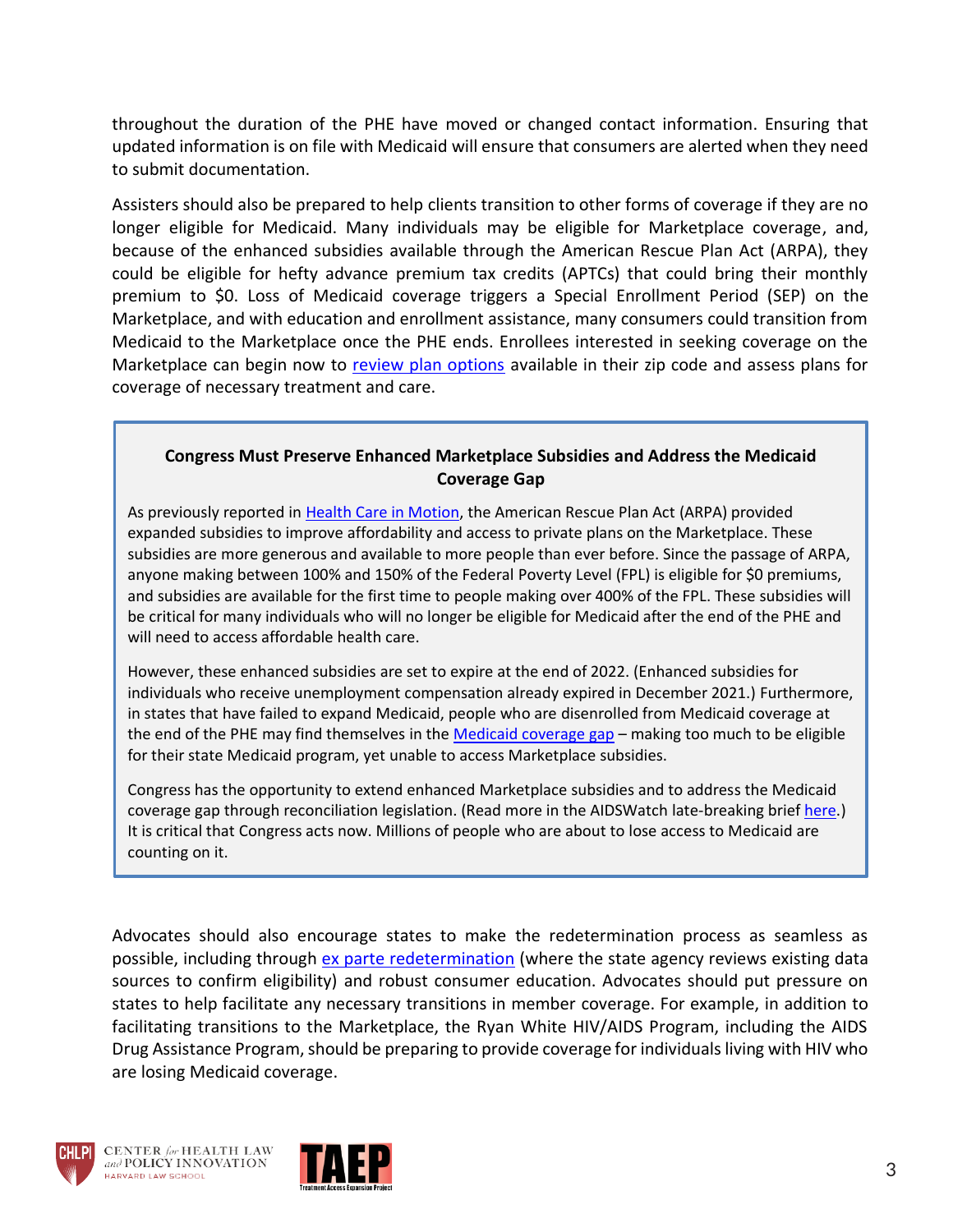throughout the duration of the PHE have moved or changed contact information. Ensuring that updated information is on file with Medicaid will ensure that consumers are alerted when they need to submit documentation.

Assisters should also be prepared to help clients transition to other forms of coverage if they are no longer eligible for Medicaid. Many individuals may be eligible for Marketplace coverage, and, because of the enhanced subsidies available through the American Rescue Plan Act (ARPA), they could be eligible for hefty advance premium tax credits (APTCs) that could bring their monthly premium to $0. Loss of Medicaid coverage triggers a Special Enrollment Period (SEP) on the Marketplace, and with education and enrollment assistance, many consumers could transition from Medicaid to the Marketplace once the PHE ends. Enrollees interested in seeking coverage on the Marketplace can begin now to review plan options available in their zip code and assess plans for coverage of necessary treatment and care.

> **Congress Must Preserve Enhanced Marketplace Subsidies and Address the Medicaid Coverage Gap**
>
> As previously reported in Health Care in Motion, the American Rescue Plan Act (ARPA) provided expanded subsidies to improve affordability and access to private plans on the Marketplace. These subsidies are more generous and available to more people than ever before. Since the passage of ARPA, anyone making between 100% and 150% of the Federal Poverty Level (FPL) is eligible for $0 premiums, and subsidies are available for the first time to people making over 400% of the FPL. These subsidies will be critical for many individuals who will no longer be eligible for Medicaid after the end of the PHE and will need to access affordable health care.
>
> However, these enhanced subsidies are set to expire at the end of 2022. (Enhanced subsidies for individuals who receive unemployment compensation already expired in December 2021.) Furthermore, in states that have failed to expand Medicaid, people who are disenrolled from Medicaid coverage at the end of the PHE may find themselves in the Medicaid coverage gap – making too much to be eligible for their state Medicaid program, yet unable to access Marketplace subsidies.
>
> Congress has the opportunity to extend enhanced Marketplace subsidies and to address the Medicaid coverage gap through reconciliation legislation. (Read more in the AIDSWatch late-breaking brief here.) It is critical that Congress acts now. Millions of people who are about to lose access to Medicaid are counting on it.

Advocates should also encourage states to make the redetermination process as seamless as possible, including through ex parte redetermination (where the state agency reviews existing data sources to confirm eligibility) and robust consumer education. Advocates should put pressure on states to help facilitate any necessary transitions in member coverage. For example, in addition to facilitating transitions to the Marketplace, the Ryan White HIV/AIDS Program, including the AIDS Drug Assistance Program, should be preparing to provide coverage for individuals living with HIV who are losing Medicaid coverage.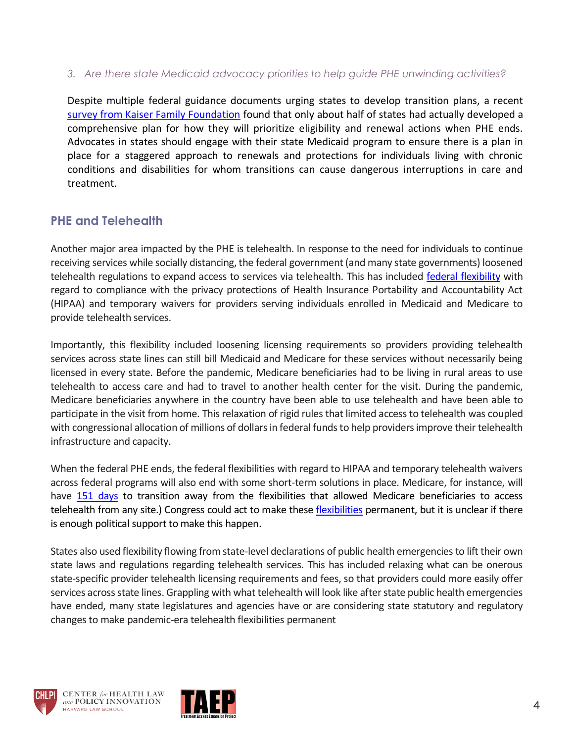*3. Are there state Medicaid advocacy priorities to help guide PHE unwinding activities?*

Despite multiple federal guidance documents urging states to develop transition plans, a recent survey from Kaiser Family Foundation found that only about half of states had actually developed a comprehensive plan for how they will prioritize eligibility and renewal actions when PHE ends. Advocates in states should engage with their state Medicaid program to ensure there is a plan in place for a staggered approach to renewals and protections for individuals living with chronic conditions and disabilities for whom transitions can cause dangerous interruptions in care and treatment.

## PHE and Telehealth

Another major area impacted by the PHE is telehealth. In response to the need for individuals to continue receiving services while socially distancing, the federal government (and many state governments) loosened telehealth regulations to expand access to services via telehealth. This has included federal flexibility with regard to compliance with the privacy protections of Health Insurance Portability and Accountability Act (HIPAA) and temporary waivers for providers serving individuals enrolled in Medicaid and Medicare to provide telehealth services.

Importantly, this flexibility included loosening licensing requirements so providers providing telehealth services across state lines can still bill Medicaid and Medicare for these services without necessarily being licensed in every state. Before the pandemic, Medicare beneficiaries had to be living in rural areas to use telehealth to access care and had to travel to another health center for the visit. During the pandemic, Medicare beneficiaries anywhere in the country have been able to use telehealth and have been able to participate in the visit from home. This relaxation of rigid rules that limited access to telehealth was coupled with congressional allocation of millions of dollars in federal funds to help providers improve their telehealth infrastructure and capacity.

When the federal PHE ends, the federal flexibilities with regard to HIPAA and temporary telehealth waivers across federal programs will also end with some short-term solutions in place. Medicare, for instance, will have 151 days to transition away from the flexibilities that allowed Medicare beneficiaries to access telehealth from any site.) Congress could act to make these flexibilities permanent, but it is unclear if there is enough political support to make this happen.

States also used flexibility flowing from state-level declarations of public health emergencies to lift their own state laws and regulations regarding telehealth services. This has included relaxing what can be onerous state-specific provider telehealth licensing requirements and fees, so that providers could more easily offer services across state lines. Grappling with what telehealth will look like after state public health emergencies have ended, many state legislatures and agencies have or are considering state statutory and regulatory changes to make pandemic-era telehealth flexibilities permanent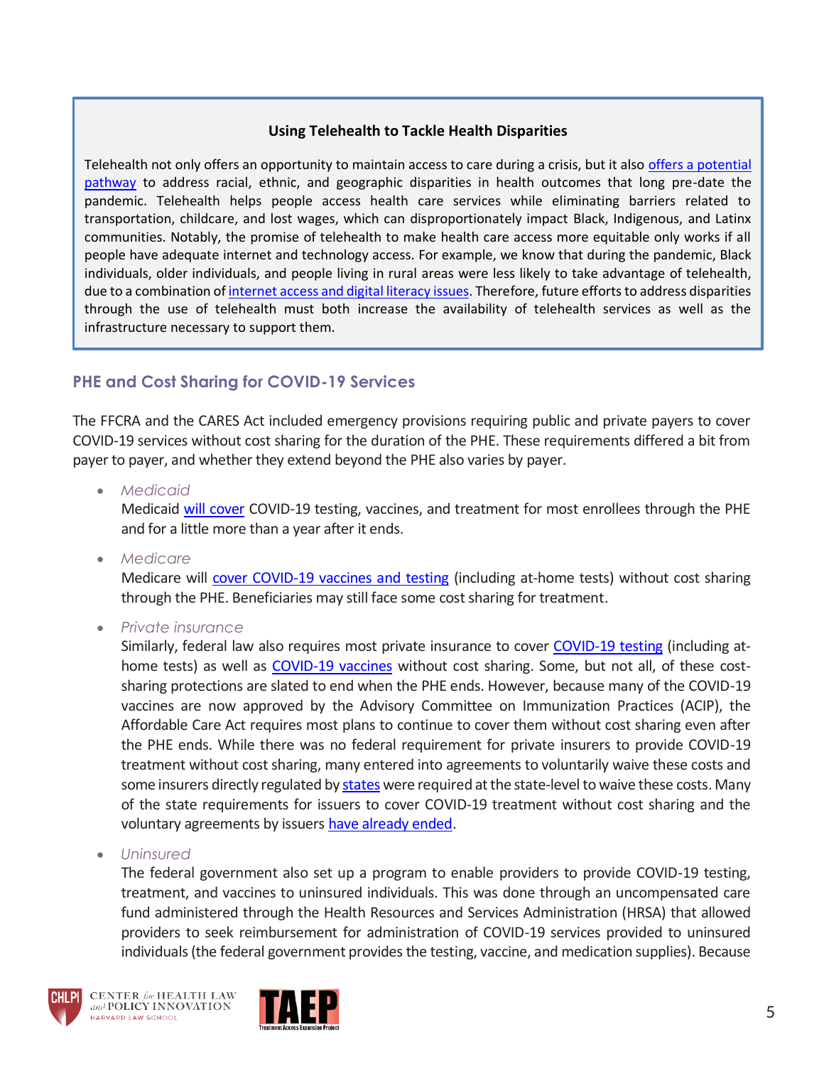**Using Telehealth to Tackle Health Disparities**

Telehealth not only offers an opportunity to maintain access to care during a crisis, but it also offers a potential pathway to address racial, ethnic, and geographic disparities in health outcomes that long pre-date the pandemic. Telehealth helps people access health care services while eliminating barriers related to transportation, childcare, and lost wages, which can disproportionately impact Black, Indigenous, and Latinx communities. Notably, the promise of telehealth to make health care access more equitable only works if all people have adequate internet and technology access. For example, we know that during the pandemic, Black individuals, older individuals, and people living in rural areas were less likely to take advantage of telehealth, due to a combination of internet access and digital literacy issues. Therefore, future efforts to address disparities through the use of telehealth must both increase the availability of telehealth services as well as the infrastructure necessary to support them.

## PHE and Cost Sharing for COVID-19 Services

The FFCRA and the CARES Act included emergency provisions requiring public and private payers to cover COVID-19 services without cost sharing for the duration of the PHE. These requirements differed a bit from payer to payer, and whether they extend beyond the PHE also varies by payer.

- *Medicaid*
  Medicaid will cover COVID-19 testing, vaccines, and treatment for most enrollees through the PHE and for a little more than a year after it ends.
- *Medicare*
  Medicare will cover COVID-19 vaccines and testing (including at-home tests) without cost sharing through the PHE. Beneficiaries may still face some cost sharing for treatment.
- *Private insurance*
  Similarly, federal law also requires most private insurance to cover COVID-19 testing (including at-home tests) as well as COVID-19 vaccines without cost sharing. Some, but not all, of these cost-sharing protections are slated to end when the PHE ends. However, because many of the COVID-19 vaccines are now approved by the Advisory Committee on Immunization Practices (ACIP), the Affordable Care Act requires most plans to continue to cover them without cost sharing even after the PHE ends. While there was no federal requirement for private insurers to provide COVID-19 treatment without cost sharing, many entered into agreements to voluntarily waive these costs and some insurers directly regulated by states were required at the state-level to waive these costs. Many of the state requirements for issuers to cover COVID-19 treatment without cost sharing and the voluntary agreements by issuers have already ended.
- *Uninsured*
  The federal government also set up a program to enable providers to provide COVID-19 testing, treatment, and vaccines to uninsured individuals. This was done through an uncompensated care fund administered through the Health Resources and Services Administration (HRSA) that allowed providers to seek reimbursement for administration of COVID-19 services provided to uninsured individuals (the federal government provides the testing, vaccine, and medication supplies). Because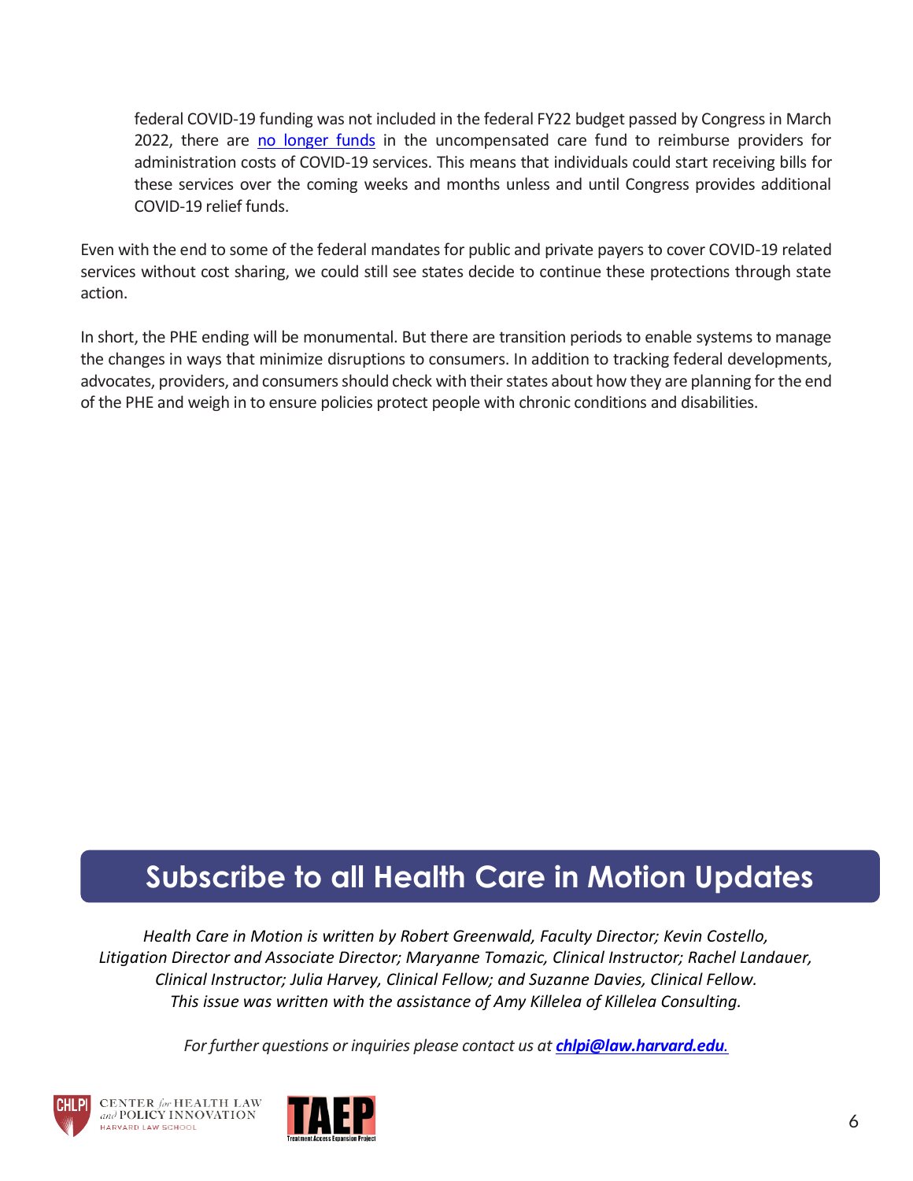federal COVID-19 funding was not included in the federal FY22 budget passed by Congress in March 2022, there are no longer funds in the uncompensated care fund to reimburse providers for administration costs of COVID-19 services. This means that individuals could start receiving bills for these services over the coming weeks and months unless and until Congress provides additional COVID-19 relief funds.

Even with the end to some of the federal mandates for public and private payers to cover COVID-19 related services without cost sharing, we could still see states decide to continue these protections through state action.

In short, the PHE ending will be monumental. But there are transition periods to enable systems to manage the changes in ways that minimize disruptions to consumers. In addition to tracking federal developments, advocates, providers, and consumers should check with their states about how they are planning for the end of the PHE and weigh in to ensure policies protect people with chronic conditions and disabilities.

## Subscribe to all Health Care in Motion Updates

*Health Care in Motion is written by Robert Greenwald, Faculty Director; Kevin Costello, Litigation Director and Associate Director; Maryanne Tomazic, Clinical Instructor; Rachel Landauer, Clinical Instructor; Julia Harvey, Clinical Fellow; and Suzanne Davies, Clinical Fellow. This issue was written with the assistance of Amy Killelea of Killelea Consulting.*

*For further questions or inquiries please contact us at* ***chlpi@law.harvard.edu****.*

CHLPI CENTER *for* HEALTH LAW *and* POLICY INNOVATION HARVARD LAW SCHOOL

TAEP Treatment Access Expansion Project